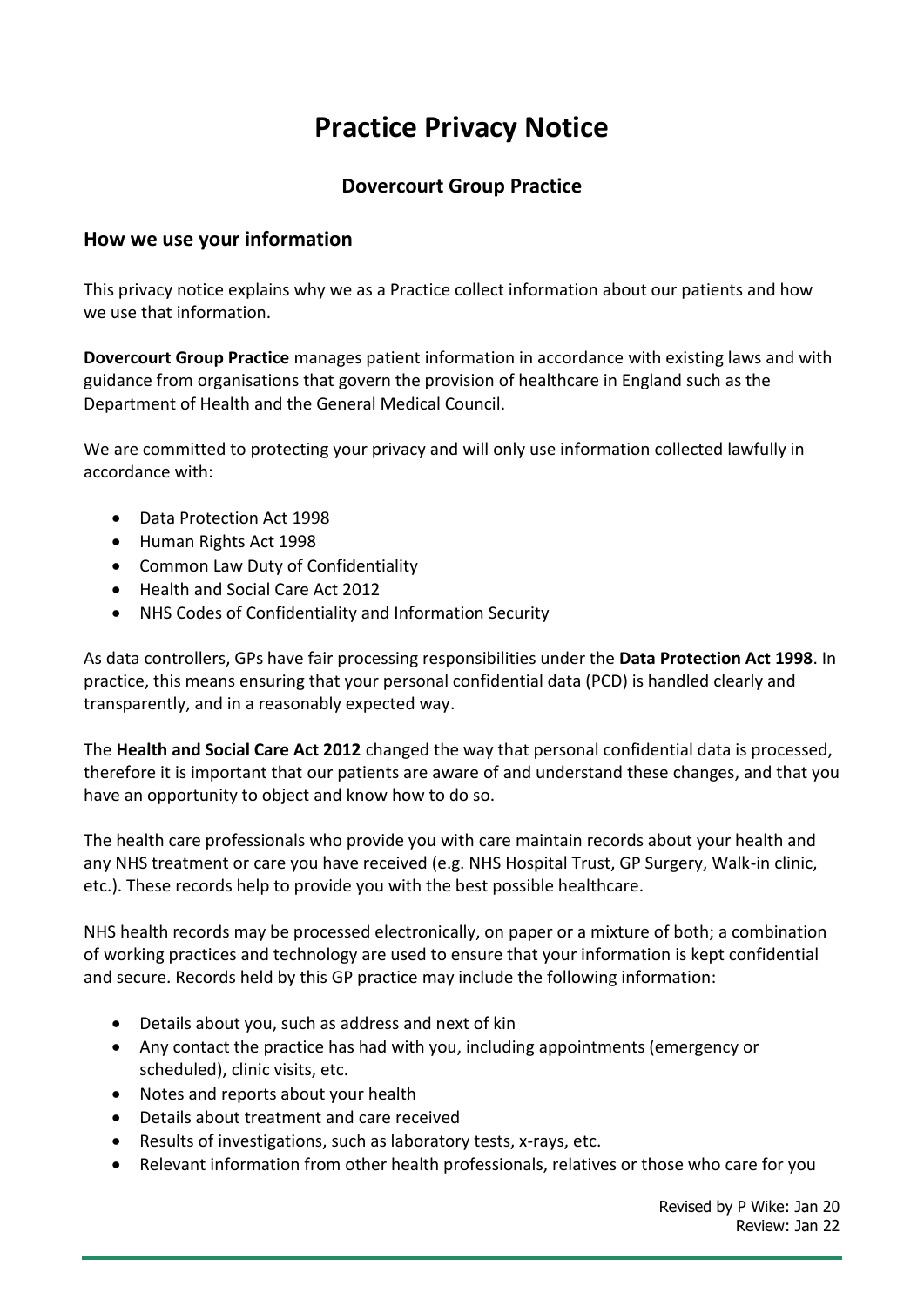# Practice Privacy Notice

## Dovercourt Group Practice

### How we use your information

This privacy notice explains why we as a Practice collect information about our patients and how we use that information.

**Dovercourt Group Practice** manages patient information in accordance with existing laws and with guidance from organisations that govern the provision of healthcare in England such as the Department of Health and the General Medical Council.

We are committed to protecting your privacy and will only use information collected lawfully in accordance with:

- Data Protection Act 1998
- Human Rights Act 1998
- Common Law Duty of Confidentiality
- Health and Social Care Act 2012
- NHS Codes of Confidentiality and Information Security

As data controllers, GPs have fair processing responsibilities under the **Data Protection Act 1998**. In practice, this means ensuring that your personal confidential data (PCD) is handled clearly and transparently, and in a reasonably expected way.

The **Health and Social Care Act 2012** changed the way that personal confidential data is processed, therefore it is important that our patients are aware of and understand these changes, and that you have an opportunity to object and know how to do so.

The health care professionals who provide you with care maintain records about your health and any NHS treatment or care you have received (e.g. NHS Hospital Trust, GP Surgery, Walk-in clinic, etc.). These records help to provide you with the best possible healthcare.

NHS health records may be processed electronically, on paper or a mixture of both; a combination of working practices and technology are used to ensure that your information is kept confidential and secure. Records held by this GP practice may include the following information:

- Details about you, such as address and next of kin
- Any contact the practice has had with you, including appointments (emergency or scheduled), clinic visits, etc.
- Notes and reports about your health
- Details about treatment and care received
- Results of investigations, such as laboratory tests, x-rays, etc.
- Relevant information from other health professionals, relatives or those who care for you

Revised by P Wike: Jan 20
Review: Jan 22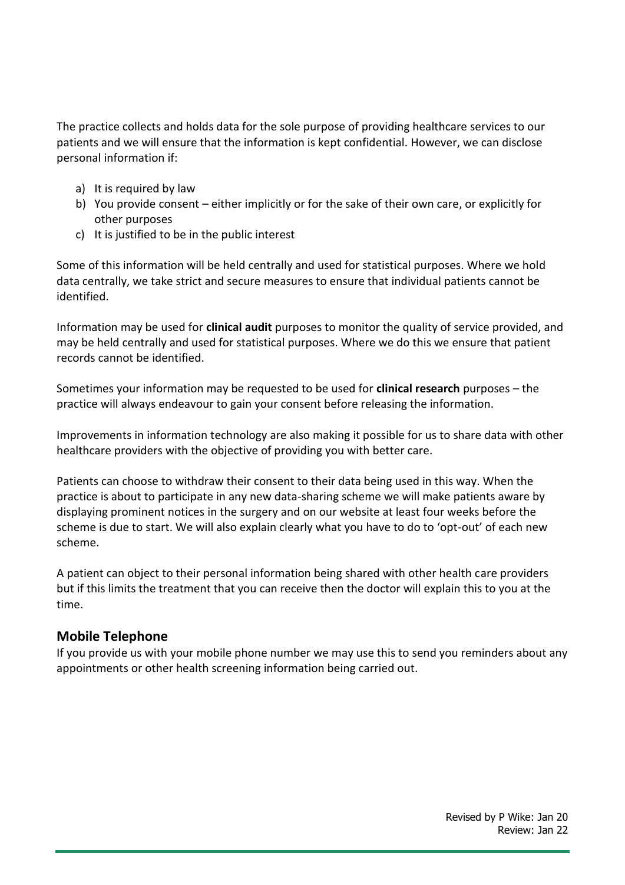The practice collects and holds data for the sole purpose of providing healthcare services to our patients and we will ensure that the information is kept confidential. However, we can disclose personal information if:

a) It is required by law
b) You provide consent – either implicitly or for the sake of their own care, or explicitly for other purposes
c) It is justified to be in the public interest

Some of this information will be held centrally and used for statistical purposes. Where we hold data centrally, we take strict and secure measures to ensure that individual patients cannot be identified.

Information may be used for **clinical audit** purposes to monitor the quality of service provided, and may be held centrally and used for statistical purposes. Where we do this we ensure that patient records cannot be identified.

Sometimes your information may be requested to be used for **clinical research** purposes – the practice will always endeavour to gain your consent before releasing the information.

Improvements in information technology are also making it possible for us to share data with other healthcare providers with the objective of providing you with better care.

Patients can choose to withdraw their consent to their data being used in this way. When the practice is about to participate in any new data-sharing scheme we will make patients aware by displaying prominent notices in the surgery and on our website at least four weeks before the scheme is due to start. We will also explain clearly what you have to do to 'opt-out' of each new scheme.

A patient can object to their personal information being shared with other health care providers but if this limits the treatment that you can receive then the doctor will explain this to you at the time.

## Mobile Telephone

If you provide us with your mobile phone number we may use this to send you reminders about any appointments or other health screening information being carried out.

Revised by P Wike: Jan 20
Review: Jan 22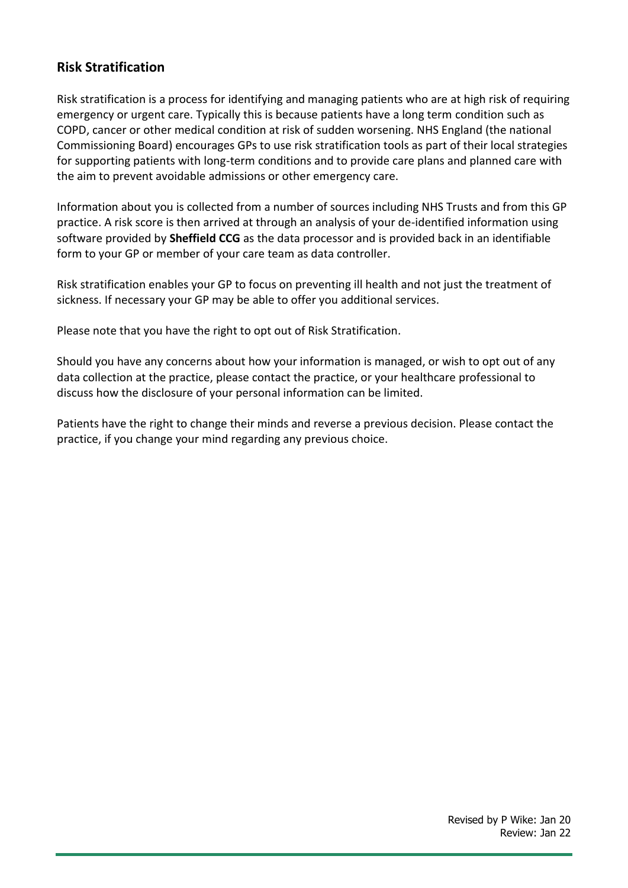## Risk Stratification

Risk stratification is a process for identifying and managing patients who are at high risk of requiring emergency or urgent care. Typically this is because patients have a long term condition such as COPD, cancer or other medical condition at risk of sudden worsening. NHS England (the national Commissioning Board) encourages GPs to use risk stratification tools as part of their local strategies for supporting patients with long-term conditions and to provide care plans and planned care with the aim to prevent avoidable admissions or other emergency care.

Information about you is collected from a number of sources including NHS Trusts and from this GP practice. A risk score is then arrived at through an analysis of your de-identified information using software provided by **Sheffield CCG** as the data processor and is provided back in an identifiable form to your GP or member of your care team as data controller.

Risk stratification enables your GP to focus on preventing ill health and not just the treatment of sickness. If necessary your GP may be able to offer you additional services.

Please note that you have the right to opt out of Risk Stratification.

Should you have any concerns about how your information is managed, or wish to opt out of any data collection at the practice, please contact the practice, or your healthcare professional to discuss how the disclosure of your personal information can be limited.

Patients have the right to change their minds and reverse a previous decision. Please contact the practice, if you change your mind regarding any previous choice.

Revised by P Wike: Jan 20
Review: Jan 22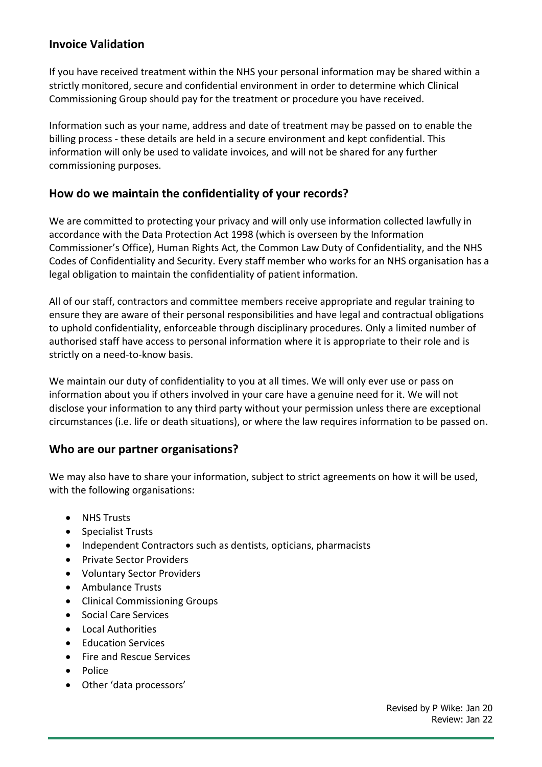## Invoice Validation

If you have received treatment within the NHS your personal information may be shared within a strictly monitored, secure and confidential environment in order to determine which Clinical Commissioning Group should pay for the treatment or procedure you have received.

Information such as your name, address and date of treatment may be passed on to enable the billing process - these details are held in a secure environment and kept confidential. This information will only be used to validate invoices, and will not be shared for any further commissioning purposes.

## How do we maintain the confidentiality of your records?

We are committed to protecting your privacy and will only use information collected lawfully in accordance with the Data Protection Act 1998 (which is overseen by the Information Commissioner's Office), Human Rights Act, the Common Law Duty of Confidentiality, and the NHS Codes of Confidentiality and Security. Every staff member who works for an NHS organisation has a legal obligation to maintain the confidentiality of patient information.

All of our staff, contractors and committee members receive appropriate and regular training to ensure they are aware of their personal responsibilities and have legal and contractual obligations to uphold confidentiality, enforceable through disciplinary procedures. Only a limited number of authorised staff have access to personal information where it is appropriate to their role and is strictly on a need-to-know basis.

We maintain our duty of confidentiality to you at all times. We will only ever use or pass on information about you if others involved in your care have a genuine need for it. We will not disclose your information to any third party without your permission unless there are exceptional circumstances (i.e. life or death situations), or where the law requires information to be passed on.

## Who are our partner organisations?

We may also have to share your information, subject to strict agreements on how it will be used, with the following organisations:

- NHS Trusts
- Specialist Trusts
- Independent Contractors such as dentists, opticians, pharmacists
- Private Sector Providers
- Voluntary Sector Providers
- Ambulance Trusts
- Clinical Commissioning Groups
- Social Care Services
- Local Authorities
- Education Services
- Fire and Rescue Services
- Police
- Other 'data processors'

Revised by P Wike: Jan 20
Review: Jan 22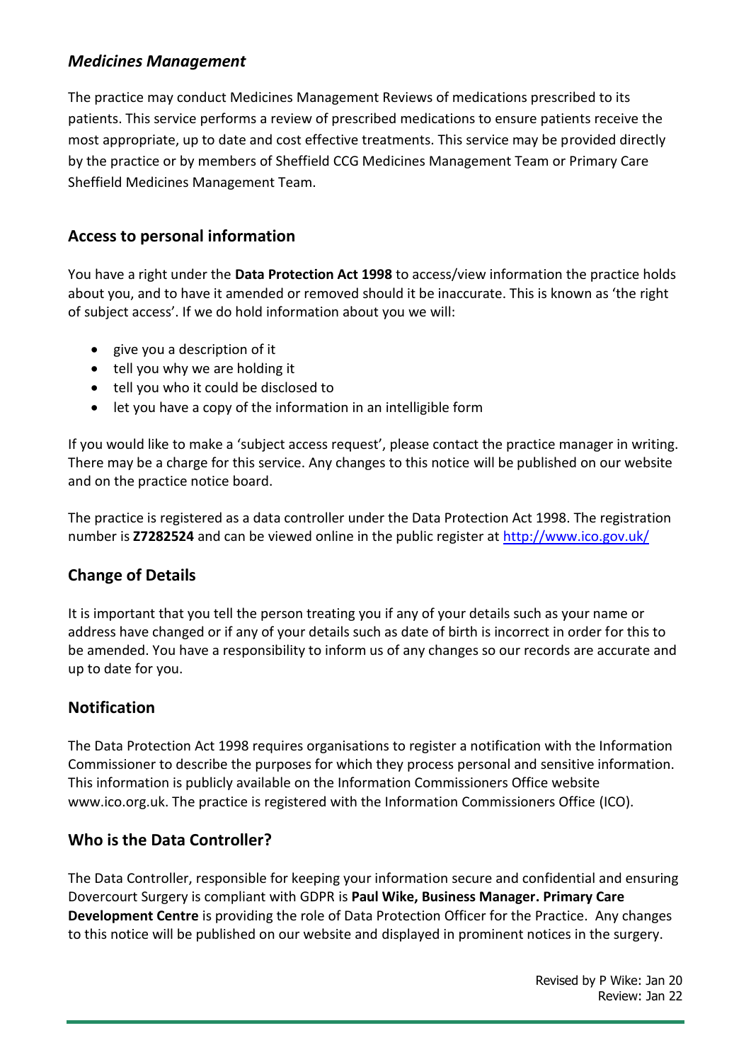### *Medicines Management*

The practice may conduct Medicines Management Reviews of medications prescribed to its patients. This service performs a review of prescribed medications to ensure patients receive the most appropriate, up to date and cost effective treatments. This service may be provided directly by the practice or by members of Sheffield CCG Medicines Management Team or Primary Care Sheffield Medicines Management Team.

## Access to personal information

You have a right under the **Data Protection Act 1998** to access/view information the practice holds about you, and to have it amended or removed should it be inaccurate. This is known as 'the right of subject access'. If we do hold information about you we will:

- give you a description of it
- tell you why we are holding it
- tell you who it could be disclosed to
- let you have a copy of the information in an intelligible form

If you would like to make a 'subject access request', please contact the practice manager in writing. There may be a charge for this service. Any changes to this notice will be published on our website and on the practice notice board.

The practice is registered as a data controller under the Data Protection Act 1998. The registration number is **Z7282524** and can be viewed online in the public register at http://www.ico.gov.uk/

## Change of Details

It is important that you tell the person treating you if any of your details such as your name or address have changed or if any of your details such as date of birth is incorrect in order for this to be amended. You have a responsibility to inform us of any changes so our records are accurate and up to date for you.

## Notification

The Data Protection Act 1998 requires organisations to register a notification with the Information Commissioner to describe the purposes for which they process personal and sensitive information. This information is publicly available on the Information Commissioners Office website www.ico.org.uk. The practice is registered with the Information Commissioners Office (ICO).

## Who is the Data Controller?

The Data Controller, responsible for keeping your information secure and confidential and ensuring Dovercourt Surgery is compliant with GDPR is **Paul Wike, Business Manager. Primary Care Development Centre** is providing the role of Data Protection Officer for the Practice. Any changes to this notice will be published on our website and displayed in prominent notices in the surgery.

Revised by P Wike: Jan 20
Review: Jan 22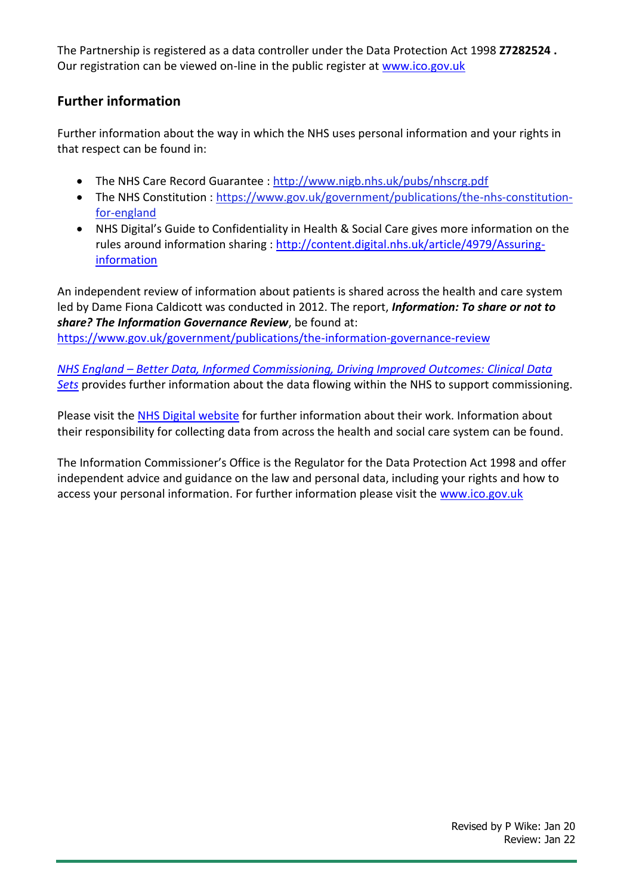The Partnership is registered as a data controller under the Data Protection Act 1998 **Z7282524 .** Our registration can be viewed on-line in the public register at www.ico.gov.uk

## Further information

Further information about the way in which the NHS uses personal information and your rights in that respect can be found in:

- The NHS Care Record Guarantee : http://www.nigb.nhs.uk/pubs/nhscrg.pdf
- The NHS Constitution : https://www.gov.uk/government/publications/the-nhs-constitution-for-england
- NHS Digital's Guide to Confidentiality in Health & Social Care gives more information on the rules around information sharing : http://content.digital.nhs.uk/article/4979/Assuring-information

An independent review of information about patients is shared across the health and care system led by Dame Fiona Caldicott was conducted in 2012. The report, ***Information: To share or not to share? The Information Governance Review***, be found at: https://www.gov.uk/government/publications/the-information-governance-review

*NHS England – Better Data, Informed Commissioning, Driving Improved Outcomes: Clinical Data Sets* provides further information about the data flowing within the NHS to support commissioning.

Please visit the NHS Digital website for further information about their work. Information about their responsibility for collecting data from across the health and social care system can be found.

The Information Commissioner's Office is the Regulator for the Data Protection Act 1998 and offer independent advice and guidance on the law and personal data, including your rights and how to access your personal information. For further information please visit the www.ico.gov.uk

Revised by P Wike: Jan 20
Review: Jan 22